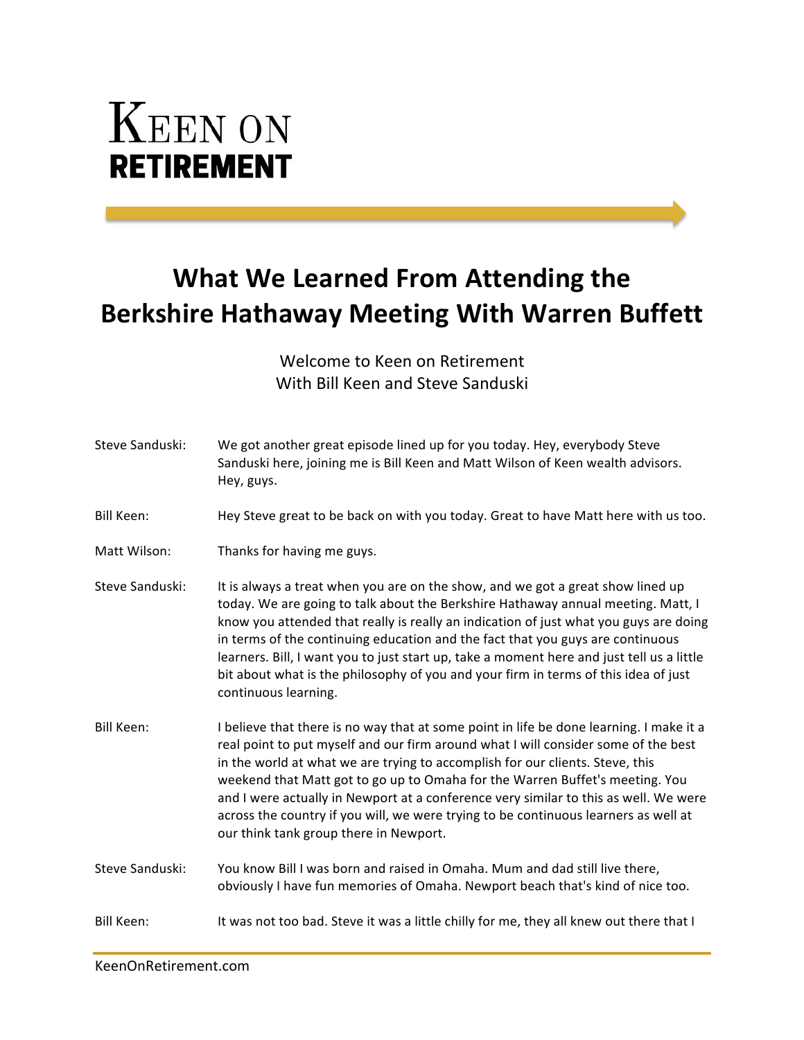# KEEN ON RETIREMENT

## What We Learned From Attending the Berkshire Hathaway Meeting With Warren Buffett

Welcome to Keen on Retirement
With Bill Keen and Steve Sanduski

**Steve Sanduski:** We got another great episode lined up for you today. Hey, everybody Steve Sanduski here, joining me is Bill Keen and Matt Wilson of Keen wealth advisors. Hey, guys.

**Bill Keen:** Hey Steve great to be back on with you today. Great to have Matt here with us too.

**Matt Wilson:** Thanks for having me guys.

**Steve Sanduski:** It is always a treat when you are on the show, and we got a great show lined up today. We are going to talk about the Berkshire Hathaway annual meeting. Matt, I know you attended that really is really an indication of just what you guys are doing in terms of the continuing education and the fact that you guys are continuous learners. Bill, I want you to just start up, take a moment here and just tell us a little bit about what is the philosophy of you and your firm in terms of this idea of just continuous learning.

**Bill Keen:** I believe that there is no way that at some point in life be done learning. I make it a real point to put myself and our firm around what I will consider some of the best in the world at what we are trying to accomplish for our clients. Steve, this weekend that Matt got to go up to Omaha for the Warren Buffet's meeting. You and I were actually in Newport at a conference very similar to this as well. We were across the country if you will, we were trying to be continuous learners as well at our think tank group there in Newport.

**Steve Sanduski:** You know Bill I was born and raised in Omaha. Mum and dad still live there, obviously I have fun memories of Omaha. Newport beach that's kind of nice too.

**Bill Keen:** It was not too bad. Steve it was a little chilly for me, they all knew out there that I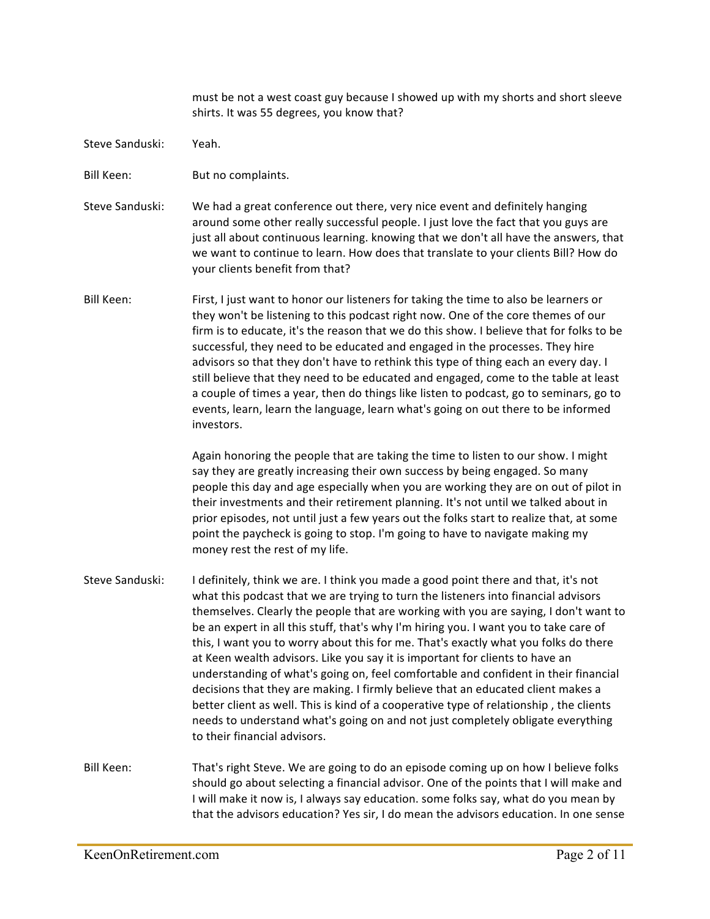must be not a west coast guy because I showed up with my shorts and short sleeve shirts. It was 55 degrees, you know that?

**Steve Sanduski:** Yeah.

**Bill Keen:** But no complaints.

**Steve Sanduski:** We had a great conference out there, very nice event and definitely hanging around some other really successful people. I just love the fact that you guys are just all about continuous learning. knowing that we don't all have the answers, that we want to continue to learn. How does that translate to your clients Bill? How do your clients benefit from that?

**Bill Keen:** First, I just want to honor our listeners for taking the time to also be learners or they won't be listening to this podcast right now. One of the core themes of our firm is to educate, it's the reason that we do this show. I believe that for folks to be successful, they need to be educated and engaged in the processes. They hire advisors so that they don't have to rethink this type of thing each an every day. I still believe that they need to be educated and engaged, come to the table at least a couple of times a year, then do things like listen to podcast, go to seminars, go to events, learn, learn the language, learn what's going on out there to be informed investors.

Again honoring the people that are taking the time to listen to our show. I might say they are greatly increasing their own success by being engaged. So many people this day and age especially when you are working they are on out of pilot in their investments and their retirement planning. It's not until we talked about in prior episodes, not until just a few years out the folks start to realize that, at some point the paycheck is going to stop. I'm going to have to navigate making my money rest the rest of my life.

**Steve Sanduski:** I definitely, think we are. I think you made a good point there and that, it's not what this podcast that we are trying to turn the listeners into financial advisors themselves. Clearly the people that are working with you are saying, I don't want to be an expert in all this stuff, that's why I'm hiring you. I want you to take care of this, I want you to worry about this for me. That's exactly what you folks do there at Keen wealth advisors. Like you say it is important for clients to have an understanding of what's going on, feel comfortable and confident in their financial decisions that they are making. I firmly believe that an educated client makes a better client as well. This is kind of a cooperative type of relationship , the clients needs to understand what's going on and not just completely obligate everything to their financial advisors.

**Bill Keen:** That's right Steve. We are going to do an episode coming up on how I believe folks should go about selecting a financial advisor. One of the points that I will make and I will make it now is, I always say education. some folks say, what do you mean by that the advisors education? Yes sir, I do mean the advisors education. In one sense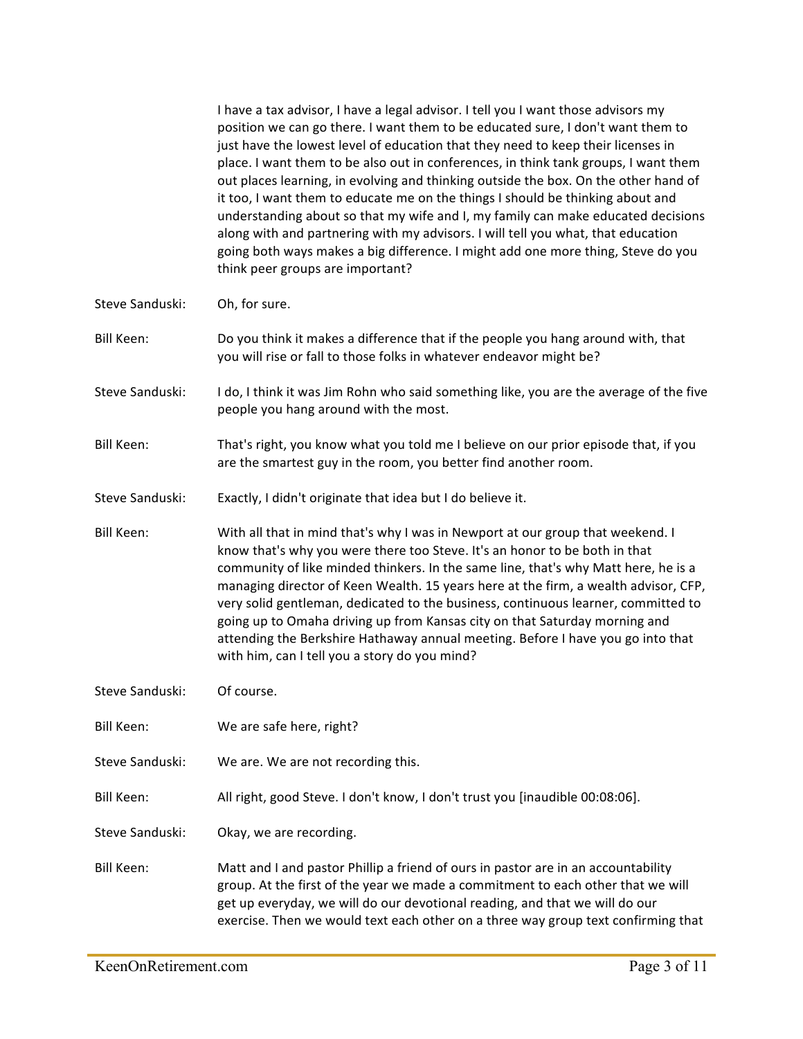I have a tax advisor, I have a legal advisor. I tell you I want those advisors my position we can go there. I want them to be educated sure, I don't want them to just have the lowest level of education that they need to keep their licenses in place. I want them to be also out in conferences, in think tank groups, I want them out places learning, in evolving and thinking outside the box. On the other hand of it too, I want them to educate me on the things I should be thinking about and understanding about so that my wife and I, my family can make educated decisions along with and partnering with my advisors. I will tell you what, that education going both ways makes a big difference. I might add one more thing, Steve do you think peer groups are important?

**Steve Sanduski:** Oh, for sure.

**Bill Keen:** Do you think it makes a difference that if the people you hang around with, that you will rise or fall to those folks in whatever endeavor might be?

**Steve Sanduski:** I do, I think it was Jim Rohn who said something like, you are the average of the five people you hang around with the most.

**Bill Keen:** That's right, you know what you told me I believe on our prior episode that, if you are the smartest guy in the room, you better find another room.

**Steve Sanduski:** Exactly, I didn't originate that idea but I do believe it.

**Bill Keen:** With all that in mind that's why I was in Newport at our group that weekend. I know that's why you were there too Steve. It's an honor to be both in that community of like minded thinkers. In the same line, that's why Matt here, he is a managing director of Keen Wealth. 15 years here at the firm, a wealth advisor, CFP, very solid gentleman, dedicated to the business, continuous learner, committed to going up to Omaha driving up from Kansas city on that Saturday morning and attending the Berkshire Hathaway annual meeting. Before I have you go into that with him, can I tell you a story do you mind?

**Steve Sanduski:** Of course.

**Bill Keen:** We are safe here, right?

**Steve Sanduski:** We are. We are not recording this.

**Bill Keen:** All right, good Steve. I don't know, I don't trust you [inaudible 00:08:06].

**Steve Sanduski:** Okay, we are recording.

**Bill Keen:** Matt and I and pastor Phillip a friend of ours in pastor are in an accountability group. At the first of the year we made a commitment to each other that we will get up everyday, we will do our devotional reading, and that we will do our exercise. Then we would text each other on a three way group text confirming that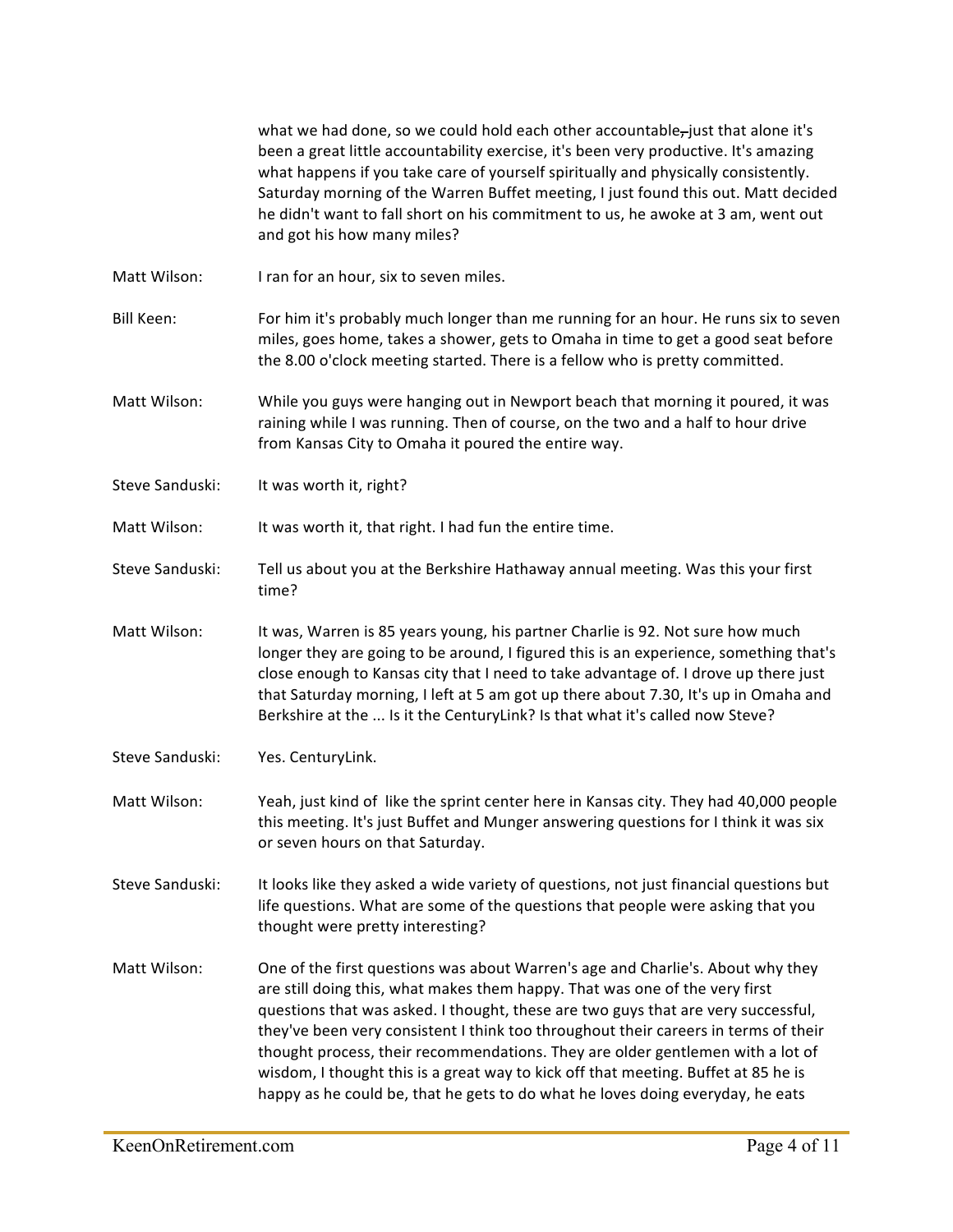what we had done, so we could hold each other accountable, just that alone it's been a great little accountability exercise, it's been very productive. It's amazing what happens if you take care of yourself spiritually and physically consistently. Saturday morning of the Warren Buffet meeting, I just found this out. Matt decided he didn't want to fall short on his commitment to us, he awoke at 3 am, went out and got his how many miles?

Matt Wilson: I ran for an hour, six to seven miles.

Bill Keen: For him it's probably much longer than me running for an hour. He runs six to seven miles, goes home, takes a shower, gets to Omaha in time to get a good seat before the 8.00 o'clock meeting started. There is a fellow who is pretty committed.

Matt Wilson: While you guys were hanging out in Newport beach that morning it poured, it was raining while I was running. Then of course, on the two and a half to hour drive from Kansas City to Omaha it poured the entire way.

Steve Sanduski: It was worth it, right?

Matt Wilson: It was worth it, that right. I had fun the entire time.

Steve Sanduski: Tell us about you at the Berkshire Hathaway annual meeting. Was this your first time?

Matt Wilson: It was, Warren is 85 years young, his partner Charlie is 92. Not sure how much longer they are going to be around, I figured this is an experience, something that's close enough to Kansas city that I need to take advantage of. I drove up there just that Saturday morning, I left at 5 am got up there about 7.30, It's up in Omaha and Berkshire at the ... Is it the CenturyLink? Is that what it's called now Steve?

Steve Sanduski: Yes. CenturyLink.

Matt Wilson: Yeah, just kind of like the sprint center here in Kansas city. They had 40,000 people this meeting. It's just Buffet and Munger answering questions for I think it was six or seven hours on that Saturday.

Steve Sanduski: It looks like they asked a wide variety of questions, not just financial questions but life questions. What are some of the questions that people were asking that you thought were pretty interesting?

Matt Wilson: One of the first questions was about Warren's age and Charlie's. About why they are still doing this, what makes them happy. That was one of the very first questions that was asked. I thought, these are two guys that are very successful, they've been very consistent I think too throughout their careers in terms of their thought process, their recommendations. They are older gentlemen with a lot of wisdom, I thought this is a great way to kick off that meeting. Buffet at 85 he is happy as he could be, that he gets to do what he loves doing everyday, he eats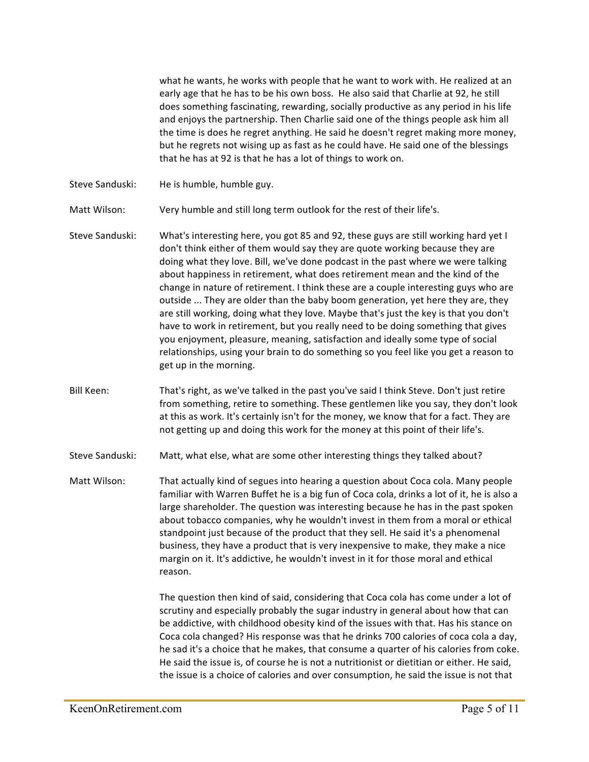what he wants, he works with people that he want to work with. He realized at an early age that he has to be his own boss. He also said that Charlie at 92, he still does something fascinating, rewarding, socially productive as any period in his life and enjoys the partnership. Then Charlie said one of the things people ask him all the time is does he regret anything. He said he doesn't regret making more money, but he regrets not wising up as fast as he could have. He said one of the blessings that he has at 92 is that he has a lot of things to work on.

Steve Sanduski: He is humble, humble guy.

Matt Wilson: Very humble and still long term outlook for the rest of their life's.

Steve Sanduski: What's interesting here, you got 85 and 92, these guys are still working hard yet I don't think either of them would say they are quote working because they are doing what they love. Bill, we've done podcast in the past where we were talking about happiness in retirement, what does retirement mean and the kind of the change in nature of retirement. I think these are a couple interesting guys who are outside ... They are older than the baby boom generation, yet here they are, they are still working, doing what they love. Maybe that's just the key is that you don't have to work in retirement, but you really need to be doing something that gives you enjoyment, pleasure, meaning, satisfaction and ideally some type of social relationships, using your brain to do something so you feel like you get a reason to get up in the morning.

Bill Keen: That's right, as we've talked in the past you've said I think Steve. Don't just retire from something, retire to something. These gentlemen like you say, they don't look at this as work. It's certainly isn't for the money, we know that for a fact. They are not getting up and doing this work for the money at this point of their life's.

Steve Sanduski: Matt, what else, what are some other interesting things they talked about?

Matt Wilson: That actually kind of segues into hearing a question about Coca cola. Many people familiar with Warren Buffet he is a big fun of Coca cola, drinks a lot of it, he is also a large shareholder. The question was interesting because he has in the past spoken about tobacco companies, why he wouldn't invest in them from a moral or ethical standpoint just because of the product that they sell. He said it's a phenomenal business, they have a product that is very inexpensive to make, they make a nice margin on it. It's addictive, he wouldn't invest in it for those moral and ethical reason.

The question then kind of said, considering that Coca cola has come under a lot of scrutiny and especially probably the sugar industry in general about how that can be addictive, with childhood obesity kind of the issues with that. Has his stance on Coca cola changed? His response was that he drinks 700 calories of coca cola a day, he sad it's a choice that he makes, that consume a quarter of his calories from coke. He said the issue is, of course he is not a nutritionist or dietitian or either. He said, the issue is a choice of calories and over consumption, he said the issue is not that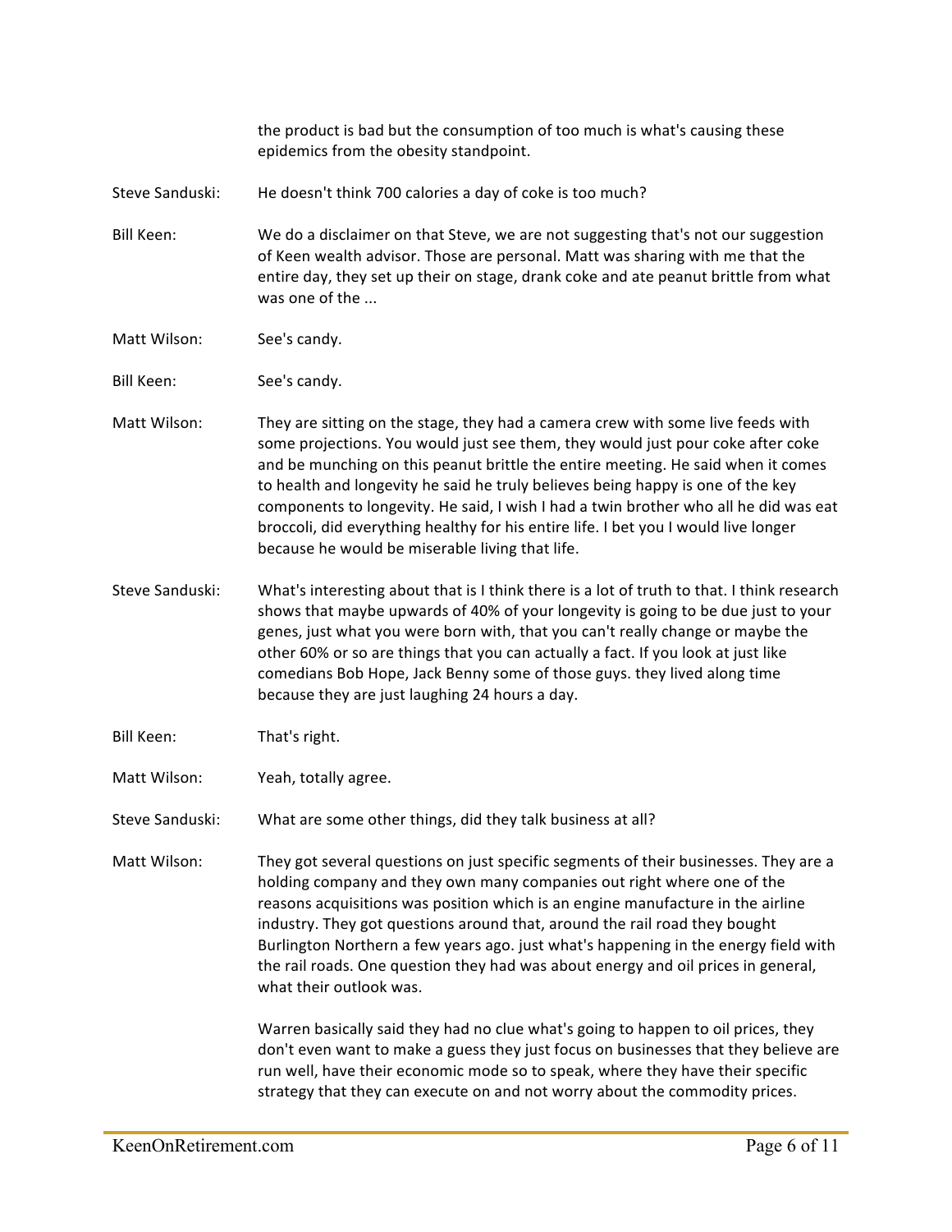the product is bad but the consumption of too much is what's causing these epidemics from the obesity standpoint.

Steve Sanduski: He doesn't think 700 calories a day of coke is too much?

Bill Keen: We do a disclaimer on that Steve, we are not suggesting that's not our suggestion of Keen wealth advisor. Those are personal. Matt was sharing with me that the entire day, they set up their on stage, drank coke and ate peanut brittle from what was one of the ...

Matt Wilson: See's candy.

Bill Keen: See's candy.

Matt Wilson: They are sitting on the stage, they had a camera crew with some live feeds with some projections. You would just see them, they would just pour coke after coke and be munching on this peanut brittle the entire meeting. He said when it comes to health and longevity he said he truly believes being happy is one of the key components to longevity. He said, I wish I had a twin brother who all he did was eat broccoli, did everything healthy for his entire life. I bet you I would live longer because he would be miserable living that life.

Steve Sanduski: What's interesting about that is I think there is a lot of truth to that. I think research shows that maybe upwards of 40% of your longevity is going to be due just to your genes, just what you were born with, that you can't really change or maybe the other 60% or so are things that you can actually a fact. If you look at just like comedians Bob Hope, Jack Benny some of those guys. they lived along time because they are just laughing 24 hours a day.

Bill Keen: That's right.

Matt Wilson: Yeah, totally agree.

Steve Sanduski: What are some other things, did they talk business at all?

Matt Wilson: They got several questions on just specific segments of their businesses. They are a holding company and they own many companies out right where one of the reasons acquisitions was position which is an engine manufacture in the airline industry. They got questions around that, around the rail road they bought Burlington Northern a few years ago. just what's happening in the energy field with the rail roads. One question they had was about energy and oil prices in general, what their outlook was.

Warren basically said they had no clue what's going to happen to oil prices, they don't even want to make a guess they just focus on businesses that they believe are run well, have their economic mode so to speak, where they have their specific strategy that they can execute on and not worry about the commodity prices.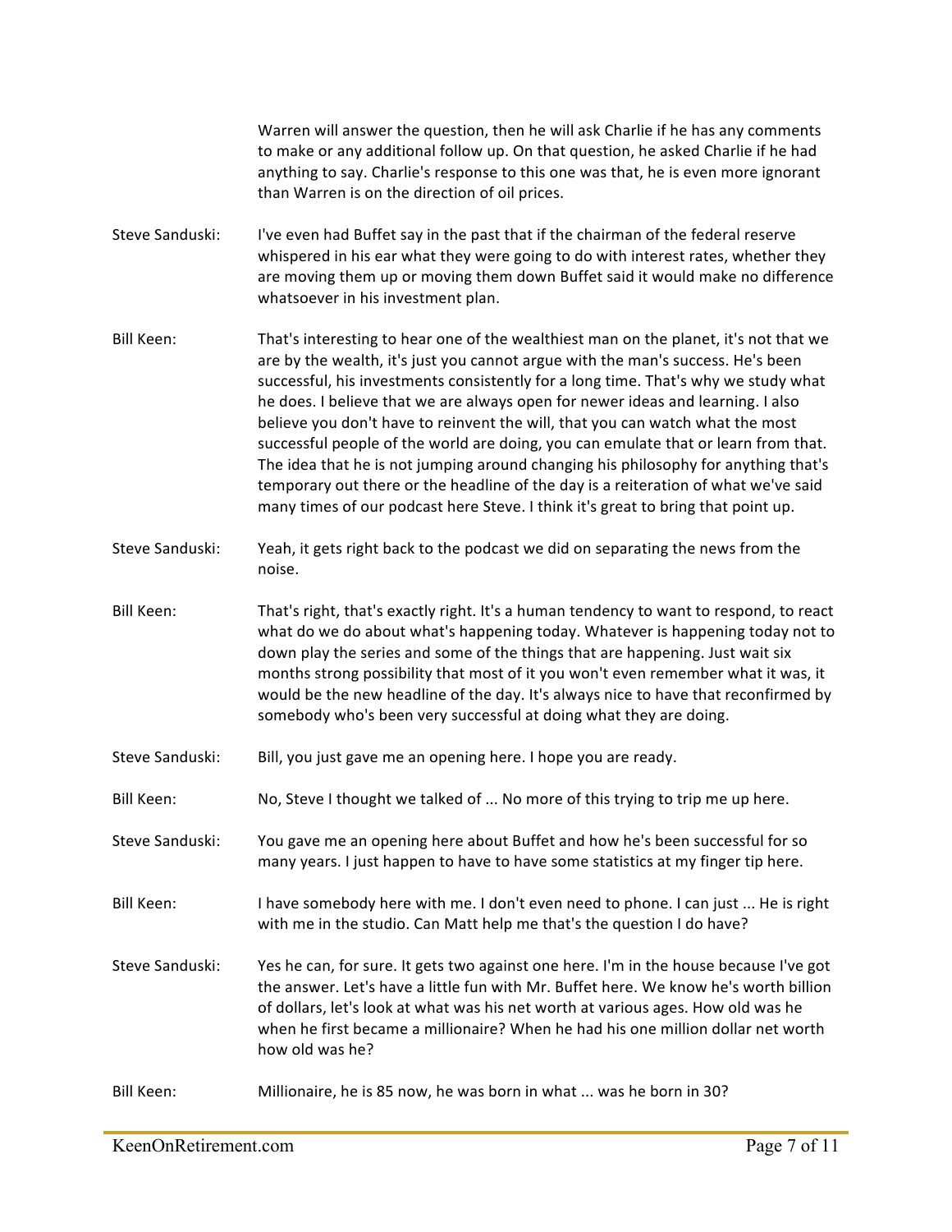Warren will answer the question, then he will ask Charlie if he has any comments to make or any additional follow up. On that question, he asked Charlie if he had anything to say. Charlie's response to this one was that, he is even more ignorant than Warren is on the direction of oil prices.

**Steve Sanduski:** I've even had Buffet say in the past that if the chairman of the federal reserve whispered in his ear what they were going to do with interest rates, whether they are moving them up or moving them down Buffet said it would make no difference whatsoever in his investment plan.

**Bill Keen:** That's interesting to hear one of the wealthiest man on the planet, it's not that we are by the wealth, it's just you cannot argue with the man's success. He's been successful, his investments consistently for a long time. That's why we study what he does. I believe that we are always open for newer ideas and learning. I also believe you don't have to reinvent the will, that you can watch what the most successful people of the world are doing, you can emulate that or learn from that. The idea that he is not jumping around changing his philosophy for anything that's temporary out there or the headline of the day is a reiteration of what we've said many times of our podcast here Steve. I think it's great to bring that point up.

**Steve Sanduski:** Yeah, it gets right back to the podcast we did on separating the news from the noise.

**Bill Keen:** That's right, that's exactly right. It's a human tendency to want to respond, to react what do we do about what's happening today. Whatever is happening today not to down play the series and some of the things that are happening. Just wait six months strong possibility that most of it you won't even remember what it was, it would be the new headline of the day. It's always nice to have that reconfirmed by somebody who's been very successful at doing what they are doing.

**Steve Sanduski:** Bill, you just gave me an opening here. I hope you are ready.

**Bill Keen:** No, Steve I thought we talked of ... No more of this trying to trip me up here.

**Steve Sanduski:** You gave me an opening here about Buffet and how he's been successful for so many years. I just happen to have to have some statistics at my finger tip here.

**Bill Keen:** I have somebody here with me. I don't even need to phone. I can just ... He is right with me in the studio. Can Matt help me that's the question I do have?

**Steve Sanduski:** Yes he can, for sure. It gets two against one here. I'm in the house because I've got the answer. Let's have a little fun with Mr. Buffet here. We know he's worth billion of dollars, let's look at what was his net worth at various ages. How old was he when he first became a millionaire? When he had his one million dollar net worth how old was he?

**Bill Keen:** Millionaire, he is 85 now, he was born in what ... was he born in 30?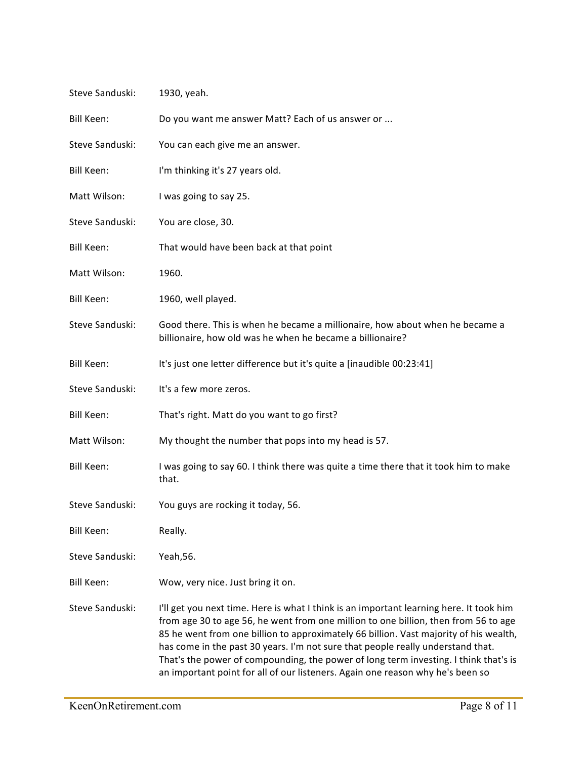Steve Sanduski: 1930, yeah.

Bill Keen: Do you want me answer Matt? Each of us answer or ...

Steve Sanduski: You can each give me an answer.

Bill Keen: I'm thinking it's 27 years old.

Matt Wilson: I was going to say 25.

Steve Sanduski: You are close, 30.

Bill Keen: That would have been back at that point

Matt Wilson: 1960.

Bill Keen: 1960, well played.

Steve Sanduski: Good there. This is when he became a millionaire, how about when he became a billionaire, how old was he when he became a billionaire?

Bill Keen: It's just one letter difference but it's quite a [inaudible 00:23:41]

Steve Sanduski: It's a few more zeros.

Bill Keen: That's right. Matt do you want to go first?

Matt Wilson: My thought the number that pops into my head is 57.

Bill Keen: I was going to say 60. I think there was quite a time there that it took him to make that.

Steve Sanduski: You guys are rocking it today, 56.

Bill Keen: Really.

Steve Sanduski: Yeah,56.

Bill Keen: Wow, very nice. Just bring it on.

Steve Sanduski: I'll get you next time. Here is what I think is an important learning here. It took him from age 30 to age 56, he went from one million to one billion, then from 56 to age 85 he went from one billion to approximately 66 billion. Vast majority of his wealth, has come in the past 30 years. I'm not sure that people really understand that. That's the power of compounding, the power of long term investing. I think that's is an important point for all of our listeners. Again one reason why he's been so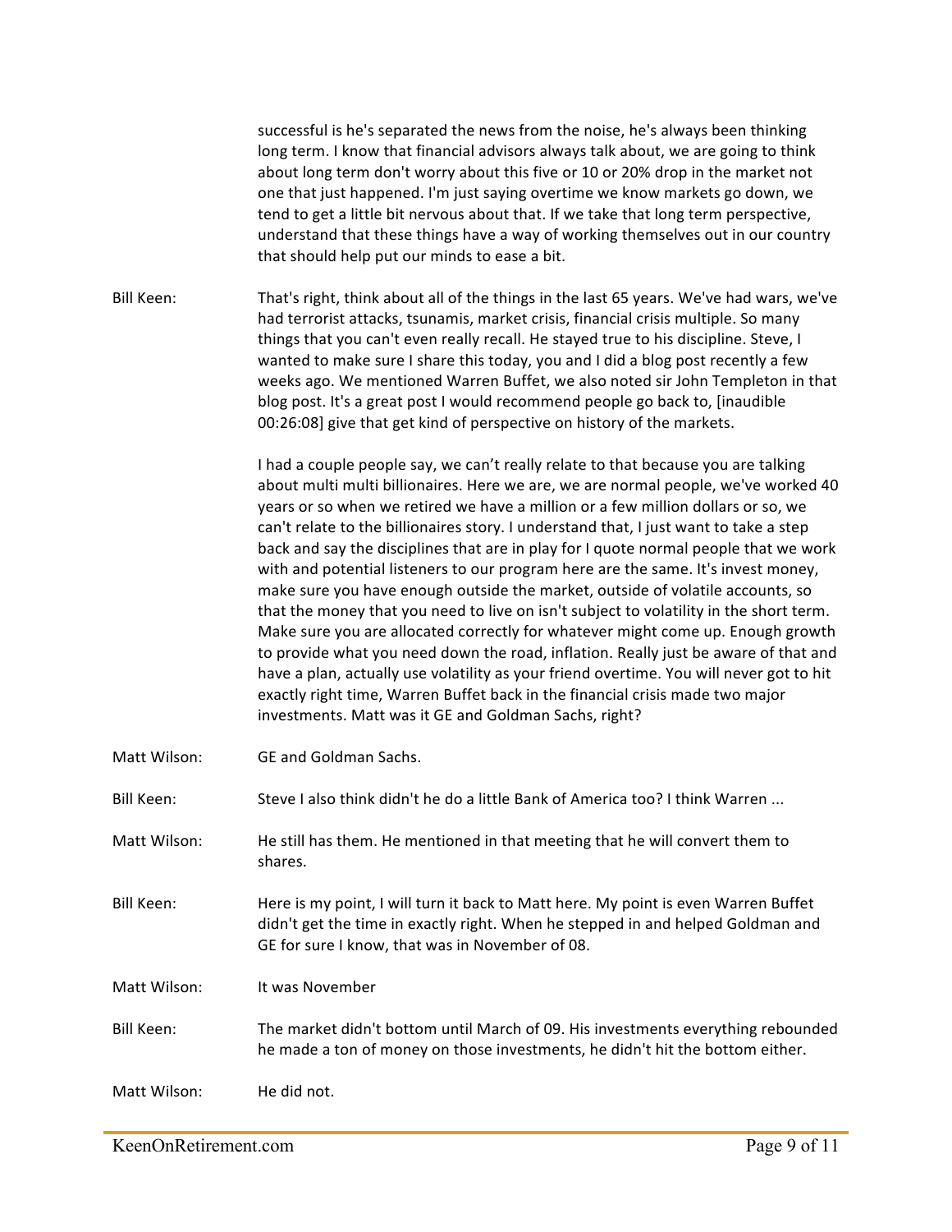successful is he's separated the news from the noise, he's always been thinking long term. I know that financial advisors always talk about, we are going to think about long term don't worry about this five or 10 or 20% drop in the market not one that just happened. I'm just saying overtime we know markets go down, we tend to get a little bit nervous about that. If we take that long term perspective, understand that these things have a way of working themselves out in our country that should help put our minds to ease a bit.

Bill Keen: That's right, think about all of the things in the last 65 years. We've had wars, we've had terrorist attacks, tsunamis, market crisis, financial crisis multiple. So many things that you can't even really recall. He stayed true to his discipline. Steve, I wanted to make sure I share this today, you and I did a blog post recently a few weeks ago. We mentioned Warren Buffet, we also noted sir John Templeton in that blog post. It's a great post I would recommend people go back to, [inaudible 00:26:08] give that get kind of perspective on history of the markets.

I had a couple people say, we can't really relate to that because you are talking about multi multi billionaires. Here we are, we are normal people, we've worked 40 years or so when we retired we have a million or a few million dollars or so, we can't relate to the billionaires story. I understand that, I just want to take a step back and say the disciplines that are in play for I quote normal people that we work with and potential listeners to our program here are the same. It's invest money, make sure you have enough outside the market, outside of volatile accounts, so that the money that you need to live on isn't subject to volatility in the short term. Make sure you are allocated correctly for whatever might come up. Enough growth to provide what you need down the road, inflation. Really just be aware of that and have a plan, actually use volatility as your friend overtime. You will never got to hit exactly right time, Warren Buffet back in the financial crisis made two major investments. Matt was it GE and Goldman Sachs, right?

Matt Wilson: GE and Goldman Sachs.

Bill Keen: Steve I also think didn't he do a little Bank of America too? I think Warren ...

Matt Wilson: He still has them. He mentioned in that meeting that he will convert them to shares.

Bill Keen: Here is my point, I will turn it back to Matt here. My point is even Warren Buffet didn't get the time in exactly right. When he stepped in and helped Goldman and GE for sure I know, that was in November of 08.

Matt Wilson: It was November

Bill Keen: The market didn't bottom until March of 09. His investments everything rebounded he made a ton of money on those investments, he didn't hit the bottom either.

Matt Wilson: He did not.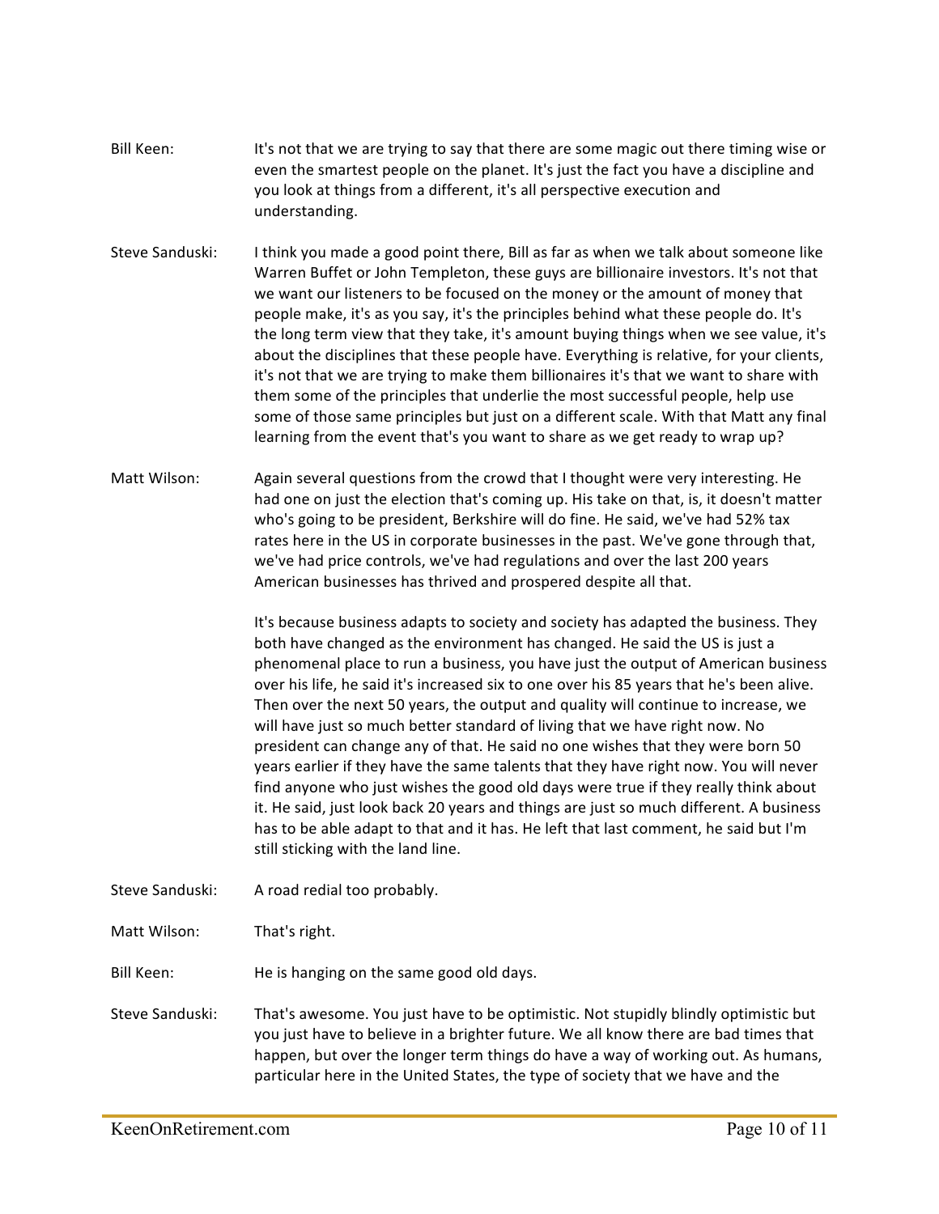Bill Keen: It's not that we are trying to say that there are some magic out there timing wise or even the smartest people on the planet. It's just the fact you have a discipline and you look at things from a different, it's all perspective execution and understanding.

Steve Sanduski: I think you made a good point there, Bill as far as when we talk about someone like Warren Buffet or John Templeton, these guys are billionaire investors. It's not that we want our listeners to be focused on the money or the amount of money that people make, it's as you say, it's the principles behind what these people do. It's the long term view that they take, it's amount buying things when we see value, it's about the disciplines that these people have. Everything is relative, for your clients, it's not that we are trying to make them billionaires it's that we want to share with them some of the principles that underlie the most successful people, help use some of those same principles but just on a different scale. With that Matt any final learning from the event that's you want to share as we get ready to wrap up?

Matt Wilson: Again several questions from the crowd that I thought were very interesting. He had one on just the election that's coming up. His take on that, is, it doesn't matter who's going to be president, Berkshire will do fine. He said, we've had 52% tax rates here in the US in corporate businesses in the past. We've gone through that, we've had price controls, we've had regulations and over the last 200 years American businesses has thrived and prospered despite all that.

It's because business adapts to society and society has adapted the business. They both have changed as the environment has changed. He said the US is just a phenomenal place to run a business, you have just the output of American business over his life, he said it's increased six to one over his 85 years that he's been alive. Then over the next 50 years, the output and quality will continue to increase, we will have just so much better standard of living that we have right now. No president can change any of that. He said no one wishes that they were born 50 years earlier if they have the same talents that they have right now. You will never find anyone who just wishes the good old days were true if they really think about it. He said, just look back 20 years and things are just so much different. A business has to be able adapt to that and it has. He left that last comment, he said but I'm still sticking with the land line.

Steve Sanduski: A road redial too probably.

Matt Wilson: That's right.

Bill Keen: He is hanging on the same good old days.

Steve Sanduski: That's awesome. You just have to be optimistic. Not stupidly blindly optimistic but you just have to believe in a brighter future. We all know there are bad times that happen, but over the longer term things do have a way of working out. As humans, particular here in the United States, the type of society that we have and the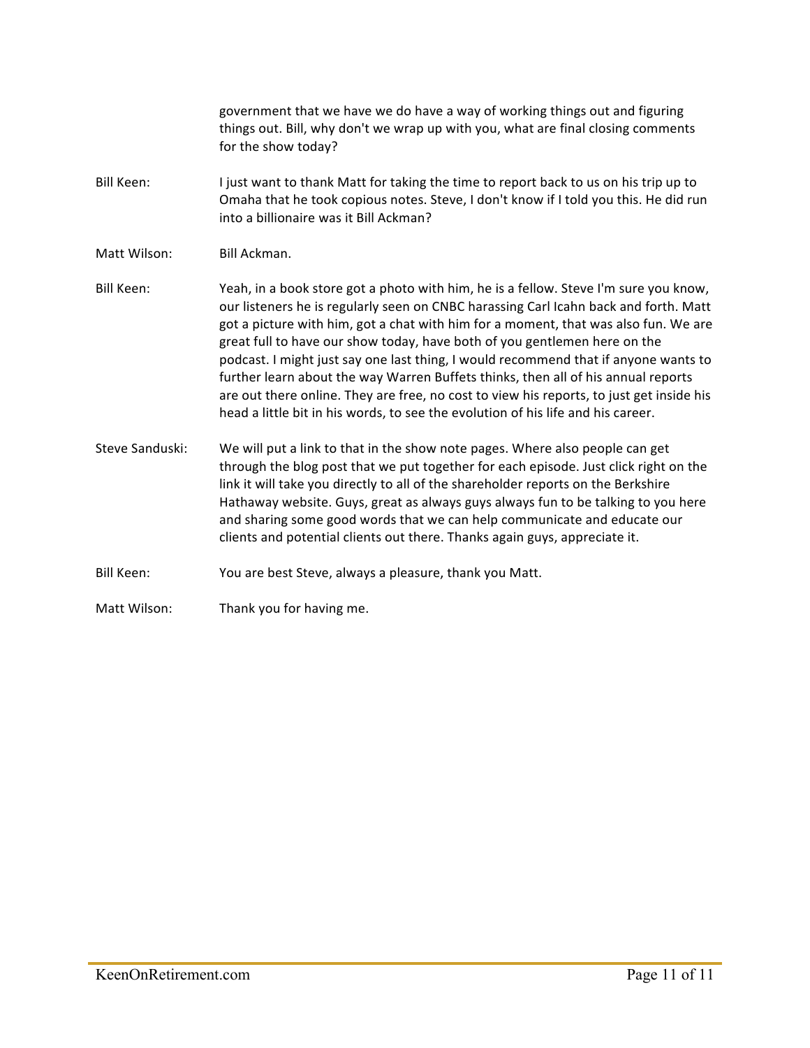government that we have we do have a way of working things out and figuring things out. Bill, why don't we wrap up with you, what are final closing comments for the show today?

Bill Keen: I just want to thank Matt for taking the time to report back to us on his trip up to Omaha that he took copious notes. Steve, I don't know if I told you this. He did run into a billionaire was it Bill Ackman?

Matt Wilson: Bill Ackman.

Bill Keen: Yeah, in a book store got a photo with him, he is a fellow. Steve I'm sure you know, our listeners he is regularly seen on CNBC harassing Carl Icahn back and forth. Matt got a picture with him, got a chat with him for a moment, that was also fun. We are great full to have our show today, have both of you gentlemen here on the podcast. I might just say one last thing, I would recommend that if anyone wants to further learn about the way Warren Buffets thinks, then all of his annual reports are out there online. They are free, no cost to view his reports, to just get inside his head a little bit in his words, to see the evolution of his life and his career.

Steve Sanduski: We will put a link to that in the show note pages. Where also people can get through the blog post that we put together for each episode. Just click right on the link it will take you directly to all of the shareholder reports on the Berkshire Hathaway website. Guys, great as always guys always fun to be talking to you here and sharing some good words that we can help communicate and educate our clients and potential clients out there. Thanks again guys, appreciate it.

Bill Keen: You are best Steve, always a pleasure, thank you Matt.

Matt Wilson: Thank you for having me.